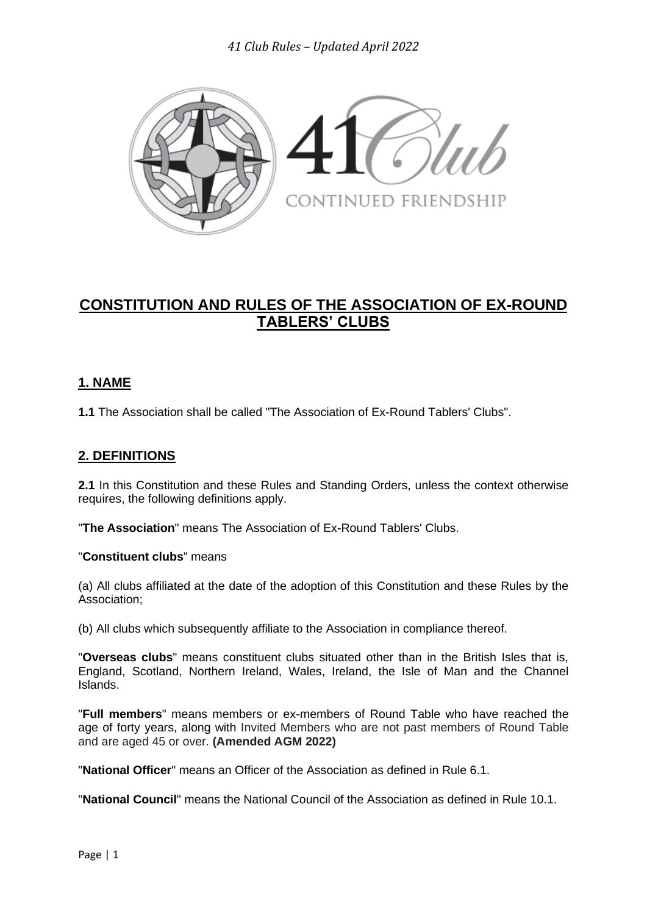# CONSTITUTION AND RULES OF THE ASSOCIATION OF EX-ROUND TABLERS' CLUBS

## 1. NAME

**1.1** The Association shall be called "The Association of Ex-Round Tablers' Clubs".

## 2. DEFINITIONS

**2.1** In this Constitution and these Rules and Standing Orders, unless the context otherwise requires, the following definitions apply.

"**The Association**" means The Association of Ex-Round Tablers' Clubs.

"**Constituent clubs**" means

(a) All clubs affiliated at the date of the adoption of this Constitution and these Rules by the Association;

(b) All clubs which subsequently affiliate to the Association in compliance thereof.

"**Overseas clubs**" means constituent clubs situated other than in the British Isles that is, England, Scotland, Northern Ireland, Wales, Ireland, the Isle of Man and the Channel Islands.

"**Full members**" means members or ex-members of Round Table who have reached the age of forty years, along with Invited Members who are not past members of Round Table and are aged 45 or over. **(Amended AGM 2022)**

"**National Officer**" means an Officer of the Association as defined in Rule 6.1.

"**National Council**" means the National Council of the Association as defined in Rule 10.1.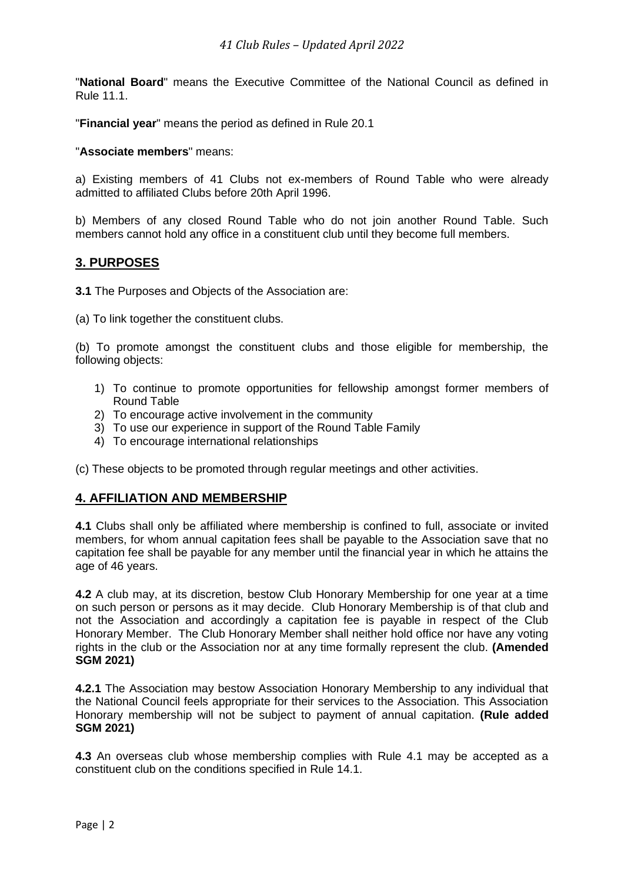"**National Board**" means the Executive Committee of the National Council as defined in Rule 11.1.

"**Financial year**" means the period as defined in Rule 20.1

"**Associate members**" means:

a) Existing members of 41 Clubs not ex-members of Round Table who were already admitted to affiliated Clubs before 20th April 1996.

b) Members of any closed Round Table who do not join another Round Table. Such members cannot hold any office in a constituent club until they become full members.

## 3. PURPOSES

**3.1** The Purposes and Objects of the Association are:

(a) To link together the constituent clubs.

(b) To promote amongst the constituent clubs and those eligible for membership, the following objects:

1) To continue to promote opportunities for fellowship amongst former members of Round Table
2) To encourage active involvement in the community
3) To use our experience in support of the Round Table Family
4) To encourage international relationships

(c) These objects to be promoted through regular meetings and other activities.

## 4. AFFILIATION AND MEMBERSHIP

**4.1** Clubs shall only be affiliated where membership is confined to full, associate or invited members, for whom annual capitation fees shall be payable to the Association save that no capitation fee shall be payable for any member until the financial year in which he attains the age of 46 years.

**4.2** A club may, at its discretion, bestow Club Honorary Membership for one year at a time on such person or persons as it may decide. Club Honorary Membership is of that club and not the Association and accordingly a capitation fee is payable in respect of the Club Honorary Member. The Club Honorary Member shall neither hold office nor have any voting rights in the club or the Association nor at any time formally represent the club. **(Amended SGM 2021)**

**4.2.1** The Association may bestow Association Honorary Membership to any individual that the National Council feels appropriate for their services to the Association. This Association Honorary membership will not be subject to payment of annual capitation. **(Rule added SGM 2021)**

**4.3** An overseas club whose membership complies with Rule 4.1 may be accepted as a constituent club on the conditions specified in Rule 14.1.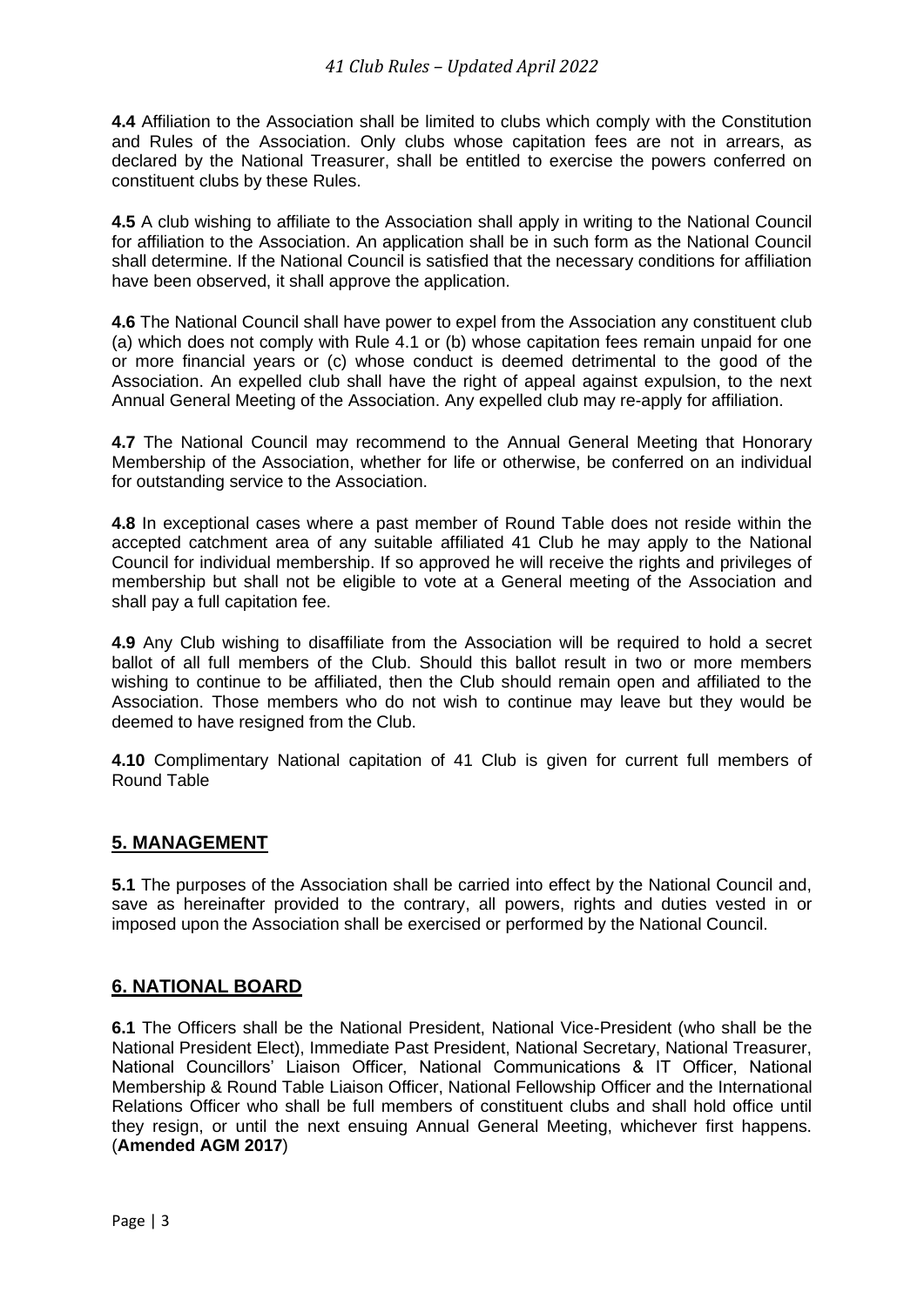**4.4** Affiliation to the Association shall be limited to clubs which comply with the Constitution and Rules of the Association. Only clubs whose capitation fees are not in arrears, as declared by the National Treasurer, shall be entitled to exercise the powers conferred on constituent clubs by these Rules.

**4.5** A club wishing to affiliate to the Association shall apply in writing to the National Council for affiliation to the Association. An application shall be in such form as the National Council shall determine. If the National Council is satisfied that the necessary conditions for affiliation have been observed, it shall approve the application.

**4.6** The National Council shall have power to expel from the Association any constituent club (a) which does not comply with Rule 4.1 or (b) whose capitation fees remain unpaid for one or more financial years or (c) whose conduct is deemed detrimental to the good of the Association. An expelled club shall have the right of appeal against expulsion, to the next Annual General Meeting of the Association. Any expelled club may re-apply for affiliation.

**4.7** The National Council may recommend to the Annual General Meeting that Honorary Membership of the Association, whether for life or otherwise, be conferred on an individual for outstanding service to the Association.

**4.8** In exceptional cases where a past member of Round Table does not reside within the accepted catchment area of any suitable affiliated 41 Club he may apply to the National Council for individual membership. If so approved he will receive the rights and privileges of membership but shall not be eligible to vote at a General meeting of the Association and shall pay a full capitation fee.

**4.9** Any Club wishing to disaffiliate from the Association will be required to hold a secret ballot of all full members of the Club. Should this ballot result in two or more members wishing to continue to be affiliated, then the Club should remain open and affiliated to the Association. Those members who do not wish to continue may leave but they would be deemed to have resigned from the Club.

**4.10** Complimentary National capitation of 41 Club is given for current full members of Round Table

## 5. MANAGEMENT

**5.1** The purposes of the Association shall be carried into effect by the National Council and, save as hereinafter provided to the contrary, all powers, rights and duties vested in or imposed upon the Association shall be exercised or performed by the National Council.

## 6. NATIONAL BOARD

**6.1** The Officers shall be the National President, National Vice-President (who shall be the National President Elect), Immediate Past President, National Secretary, National Treasurer, National Councillors' Liaison Officer, National Communications & IT Officer, National Membership & Round Table Liaison Officer, National Fellowship Officer and the International Relations Officer who shall be full members of constituent clubs and shall hold office until they resign, or until the next ensuing Annual General Meeting, whichever first happens. (**Amended AGM 2017**)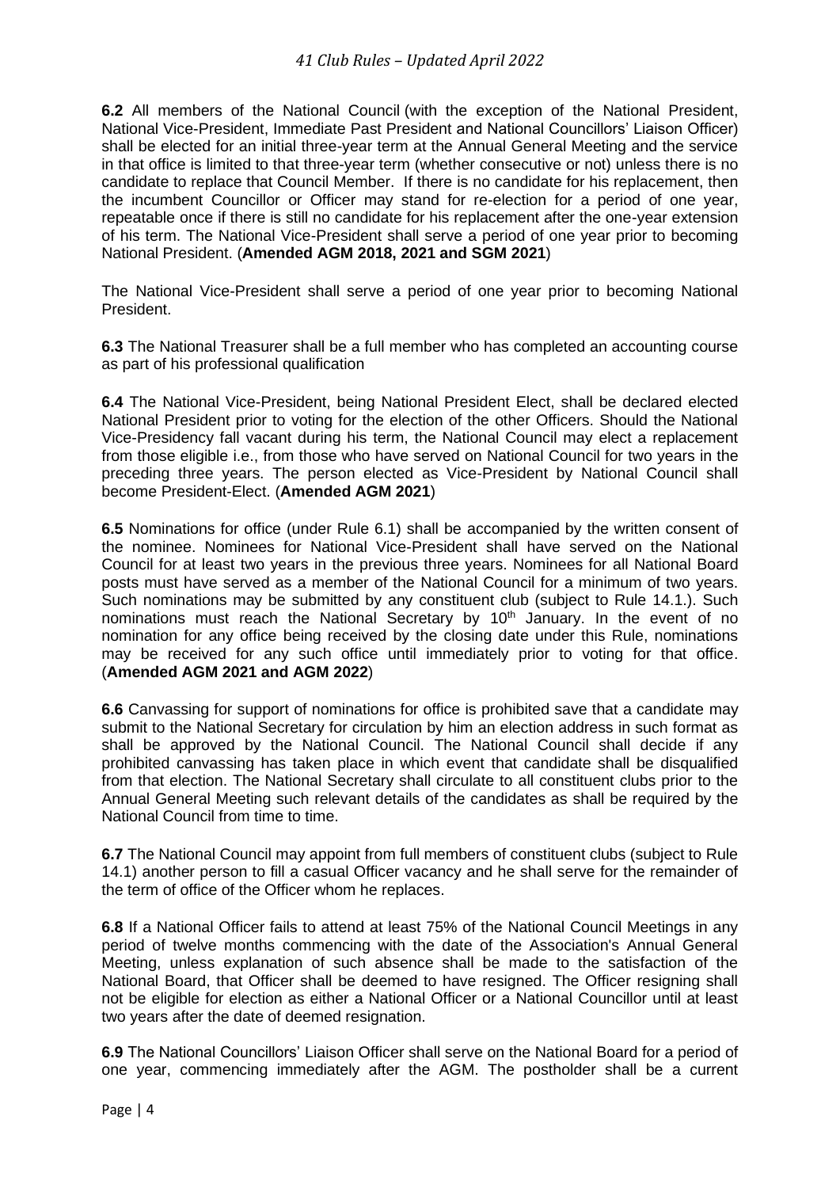**6.2** All members of the National Council (with the exception of the National President, National Vice-President, Immediate Past President and National Councillors' Liaison Officer) shall be elected for an initial three-year term at the Annual General Meeting and the service in that office is limited to that three-year term (whether consecutive or not) unless there is no candidate to replace that Council Member. If there is no candidate for his replacement, then the incumbent Councillor or Officer may stand for re-election for a period of one year, repeatable once if there is still no candidate for his replacement after the one-year extension of his term. The National Vice-President shall serve a period of one year prior to becoming National President. (**Amended AGM 2018, 2021 and SGM 2021**)

The National Vice-President shall serve a period of one year prior to becoming National President.

**6.3** The National Treasurer shall be a full member who has completed an accounting course as part of his professional qualification

**6.4** The National Vice-President, being National President Elect, shall be declared elected National President prior to voting for the election of the other Officers. Should the National Vice-Presidency fall vacant during his term, the National Council may elect a replacement from those eligible i.e., from those who have served on National Council for two years in the preceding three years. The person elected as Vice-President by National Council shall become President-Elect. (**Amended AGM 2021**)

**6.5** Nominations for office (under Rule 6.1) shall be accompanied by the written consent of the nominee. Nominees for National Vice-President shall have served on the National Council for at least two years in the previous three years. Nominees for all National Board posts must have served as a member of the National Council for a minimum of two years. Such nominations may be submitted by any constituent club (subject to Rule 14.1.). Such nominations must reach the National Secretary by 10th January. In the event of no nomination for any office being received by the closing date under this Rule, nominations may be received for any such office until immediately prior to voting for that office. (**Amended AGM 2021 and AGM 2022**)

**6.6** Canvassing for support of nominations for office is prohibited save that a candidate may submit to the National Secretary for circulation by him an election address in such format as shall be approved by the National Council. The National Council shall decide if any prohibited canvassing has taken place in which event that candidate shall be disqualified from that election. The National Secretary shall circulate to all constituent clubs prior to the Annual General Meeting such relevant details of the candidates as shall be required by the National Council from time to time.

**6.7** The National Council may appoint from full members of constituent clubs (subject to Rule 14.1) another person to fill a casual Officer vacancy and he shall serve for the remainder of the term of office of the Officer whom he replaces.

**6.8** If a National Officer fails to attend at least 75% of the National Council Meetings in any period of twelve months commencing with the date of the Association's Annual General Meeting, unless explanation of such absence shall be made to the satisfaction of the National Board, that Officer shall be deemed to have resigned. The Officer resigning shall not be eligible for election as either a National Officer or a National Councillor until at least two years after the date of deemed resignation.

**6.9** The National Councillors' Liaison Officer shall serve on the National Board for a period of one year, commencing immediately after the AGM. The postholder shall be a current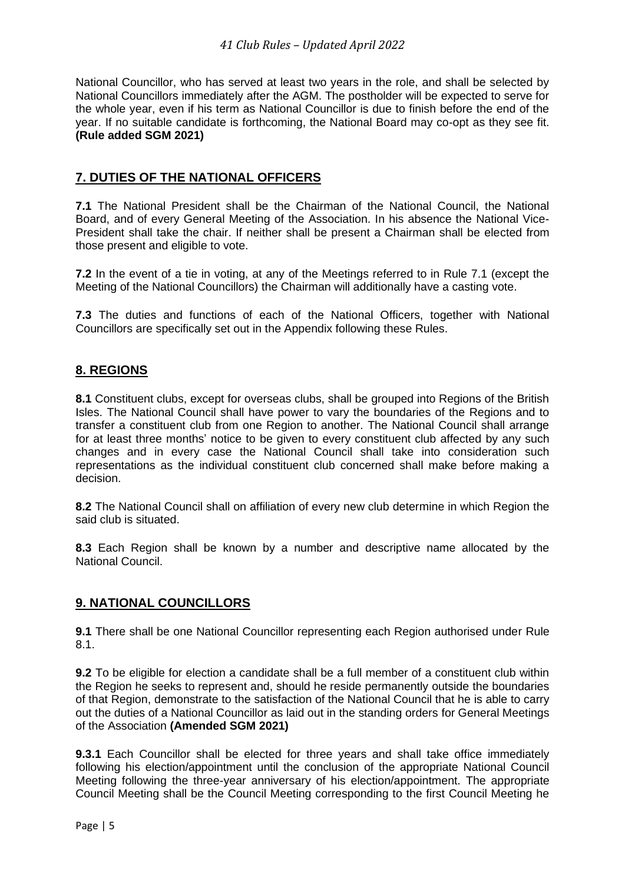National Councillor, who has served at least two years in the role, and shall be selected by National Councillors immediately after the AGM. The postholder will be expected to serve for the whole year, even if his term as National Councillor is due to finish before the end of the year. If no suitable candidate is forthcoming, the National Board may co-opt as they see fit. **(Rule added SGM 2021)**

## 7. DUTIES OF THE NATIONAL OFFICERS

**7.1** The National President shall be the Chairman of the National Council, the National Board, and of every General Meeting of the Association. In his absence the National Vice-President shall take the chair. If neither shall be present a Chairman shall be elected from those present and eligible to vote.

**7.2** In the event of a tie in voting, at any of the Meetings referred to in Rule 7.1 (except the Meeting of the National Councillors) the Chairman will additionally have a casting vote.

**7.3** The duties and functions of each of the National Officers, together with National Councillors are specifically set out in the Appendix following these Rules.

## 8. REGIONS

**8.1** Constituent clubs, except for overseas clubs, shall be grouped into Regions of the British Isles. The National Council shall have power to vary the boundaries of the Regions and to transfer a constituent club from one Region to another. The National Council shall arrange for at least three months' notice to be given to every constituent club affected by any such changes and in every case the National Council shall take into consideration such representations as the individual constituent club concerned shall make before making a decision.

**8.2** The National Council shall on affiliation of every new club determine in which Region the said club is situated.

**8.3** Each Region shall be known by a number and descriptive name allocated by the National Council.

## 9. NATIONAL COUNCILLORS

**9.1** There shall be one National Councillor representing each Region authorised under Rule 8.1.

**9.2** To be eligible for election a candidate shall be a full member of a constituent club within the Region he seeks to represent and, should he reside permanently outside the boundaries of that Region, demonstrate to the satisfaction of the National Council that he is able to carry out the duties of a National Councillor as laid out in the standing orders for General Meetings of the Association **(Amended SGM 2021)**

**9.3.1** Each Councillor shall be elected for three years and shall take office immediately following his election/appointment until the conclusion of the appropriate National Council Meeting following the three-year anniversary of his election/appointment. The appropriate Council Meeting shall be the Council Meeting corresponding to the first Council Meeting he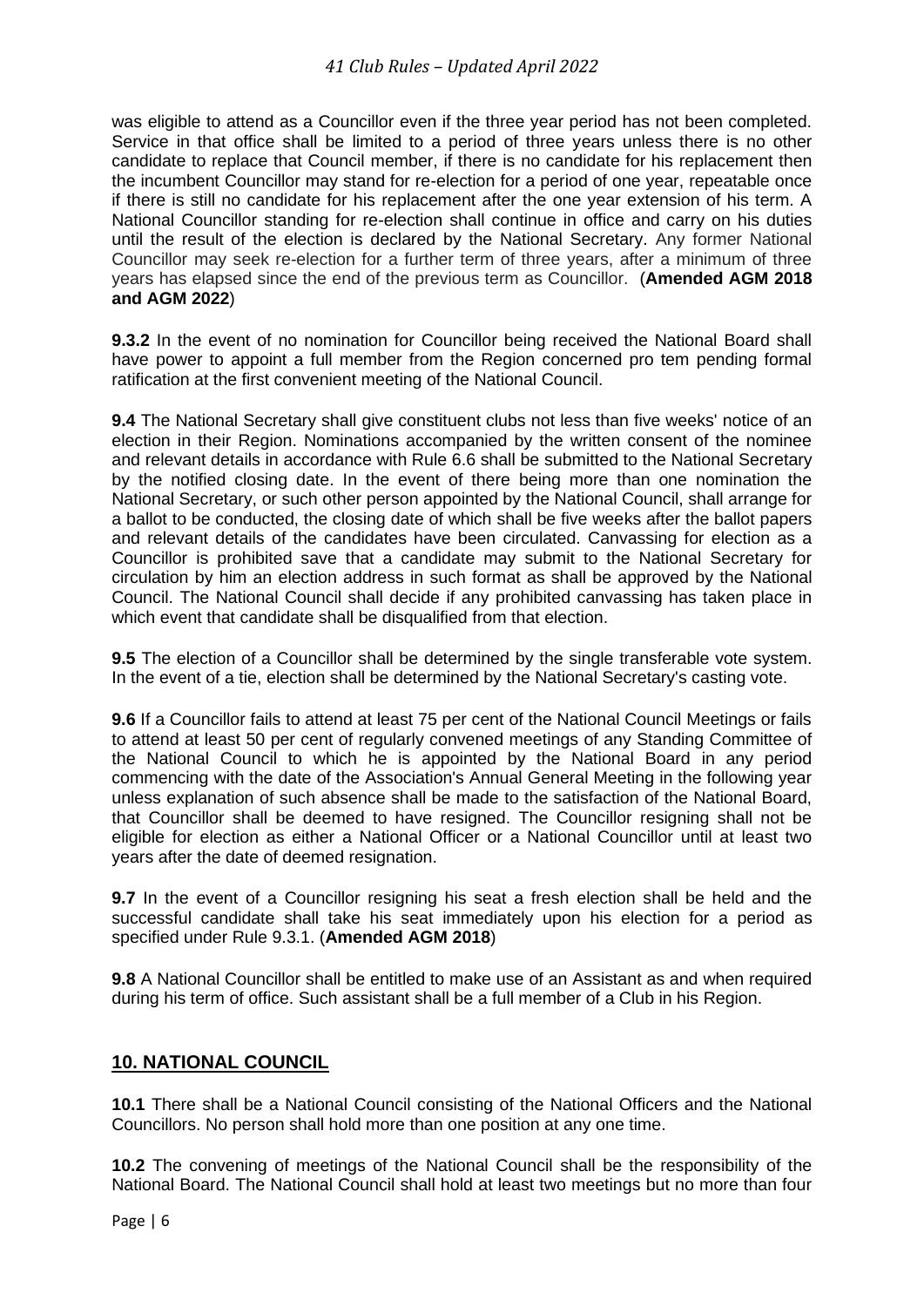was eligible to attend as a Councillor even if the three year period has not been completed. Service in that office shall be limited to a period of three years unless there is no other candidate to replace that Council member, if there is no candidate for his replacement then the incumbent Councillor may stand for re-election for a period of one year, repeatable once if there is still no candidate for his replacement after the one year extension of his term. A National Councillor standing for re-election shall continue in office and carry on his duties until the result of the election is declared by the National Secretary. Any former National Councillor may seek re-election for a further term of three years, after a minimum of three years has elapsed since the end of the previous term as Councillor. (**Amended AGM 2018 and AGM 2022**)

**9.3.2** In the event of no nomination for Councillor being received the National Board shall have power to appoint a full member from the Region concerned pro tem pending formal ratification at the first convenient meeting of the National Council.

**9.4** The National Secretary shall give constituent clubs not less than five weeks' notice of an election in their Region. Nominations accompanied by the written consent of the nominee and relevant details in accordance with Rule 6.6 shall be submitted to the National Secretary by the notified closing date. In the event of there being more than one nomination the National Secretary, or such other person appointed by the National Council, shall arrange for a ballot to be conducted, the closing date of which shall be five weeks after the ballot papers and relevant details of the candidates have been circulated. Canvassing for election as a Councillor is prohibited save that a candidate may submit to the National Secretary for circulation by him an election address in such format as shall be approved by the National Council. The National Council shall decide if any prohibited canvassing has taken place in which event that candidate shall be disqualified from that election.

**9.5** The election of a Councillor shall be determined by the single transferable vote system. In the event of a tie, election shall be determined by the National Secretary's casting vote.

**9.6** If a Councillor fails to attend at least 75 per cent of the National Council Meetings or fails to attend at least 50 per cent of regularly convened meetings of any Standing Committee of the National Council to which he is appointed by the National Board in any period commencing with the date of the Association's Annual General Meeting in the following year unless explanation of such absence shall be made to the satisfaction of the National Board, that Councillor shall be deemed to have resigned. The Councillor resigning shall not be eligible for election as either a National Officer or a National Councillor until at least two years after the date of deemed resignation.

**9.7** In the event of a Councillor resigning his seat a fresh election shall be held and the successful candidate shall take his seat immediately upon his election for a period as specified under Rule 9.3.1. (**Amended AGM 2018**)

**9.8** A National Councillor shall be entitled to make use of an Assistant as and when required during his term of office. Such assistant shall be a full member of a Club in his Region.

## 10. NATIONAL COUNCIL

**10.1** There shall be a National Council consisting of the National Officers and the National Councillors. No person shall hold more than one position at any one time.

**10.2** The convening of meetings of the National Council shall be the responsibility of the National Board. The National Council shall hold at least two meetings but no more than four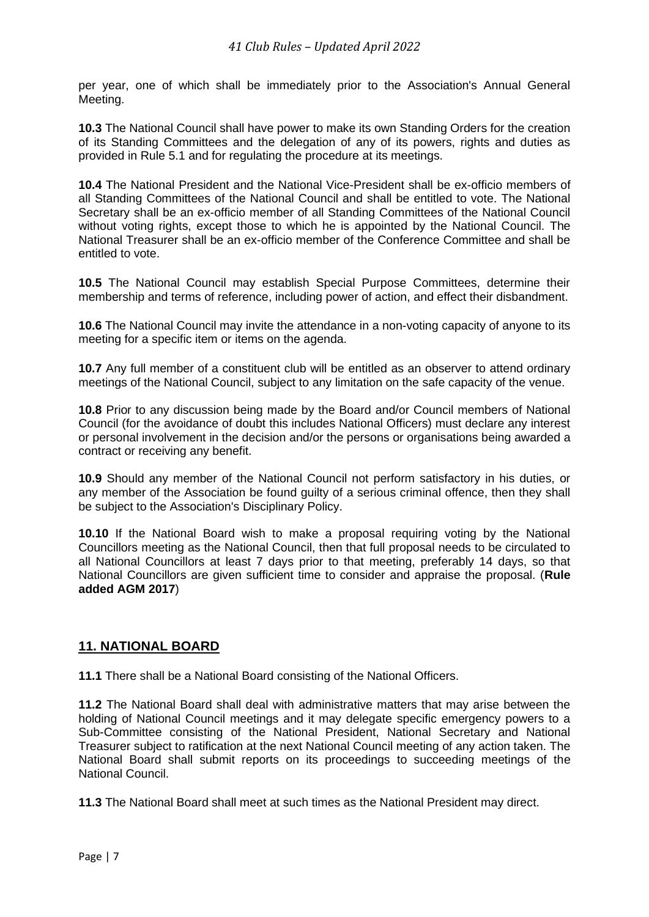per year, one of which shall be immediately prior to the Association's Annual General Meeting.

**10.3** The National Council shall have power to make its own Standing Orders for the creation of its Standing Committees and the delegation of any of its powers, rights and duties as provided in Rule 5.1 and for regulating the procedure at its meetings.

**10.4** The National President and the National Vice-President shall be ex-officio members of all Standing Committees of the National Council and shall be entitled to vote. The National Secretary shall be an ex-officio member of all Standing Committees of the National Council without voting rights, except those to which he is appointed by the National Council. The National Treasurer shall be an ex-officio member of the Conference Committee and shall be entitled to vote.

**10.5** The National Council may establish Special Purpose Committees, determine their membership and terms of reference, including power of action, and effect their disbandment.

**10.6** The National Council may invite the attendance in a non-voting capacity of anyone to its meeting for a specific item or items on the agenda.

**10.7** Any full member of a constituent club will be entitled as an observer to attend ordinary meetings of the National Council, subject to any limitation on the safe capacity of the venue.

**10.8** Prior to any discussion being made by the Board and/or Council members of National Council (for the avoidance of doubt this includes National Officers) must declare any interest or personal involvement in the decision and/or the persons or organisations being awarded a contract or receiving any benefit.

**10.9** Should any member of the National Council not perform satisfactory in his duties, or any member of the Association be found guilty of a serious criminal offence, then they shall be subject to the Association's Disciplinary Policy.

**10.10** If the National Board wish to make a proposal requiring voting by the National Councillors meeting as the National Council, then that full proposal needs to be circulated to all National Councillors at least 7 days prior to that meeting, preferably 14 days, so that National Councillors are given sufficient time to consider and appraise the proposal. (**Rule added AGM 2017**)

## 11. NATIONAL BOARD

**11.1** There shall be a National Board consisting of the National Officers.

**11.2** The National Board shall deal with administrative matters that may arise between the holding of National Council meetings and it may delegate specific emergency powers to a Sub-Committee consisting of the National President, National Secretary and National Treasurer subject to ratification at the next National Council meeting of any action taken. The National Board shall submit reports on its proceedings to succeeding meetings of the National Council.

**11.3** The National Board shall meet at such times as the National President may direct.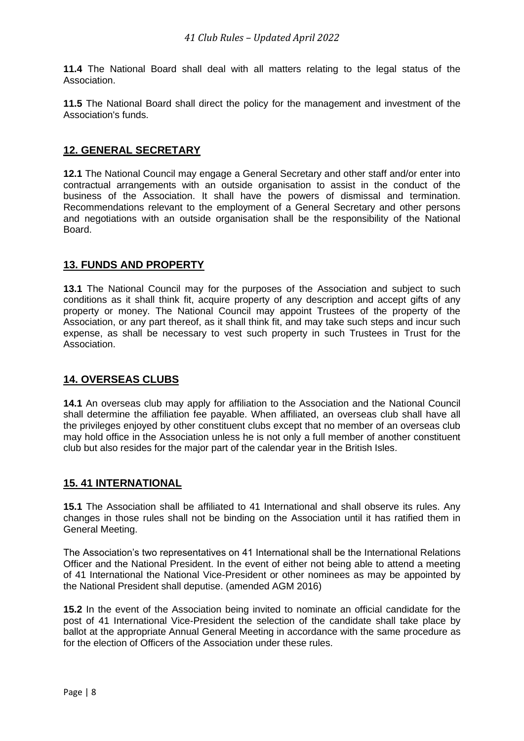**11.4** The National Board shall deal with all matters relating to the legal status of the Association.

**11.5** The National Board shall direct the policy for the management and investment of the Association's funds.

## 12. GENERAL SECRETARY

**12.1** The National Council may engage a General Secretary and other staff and/or enter into contractual arrangements with an outside organisation to assist in the conduct of the business of the Association. It shall have the powers of dismissal and termination. Recommendations relevant to the employment of a General Secretary and other persons and negotiations with an outside organisation shall be the responsibility of the National Board.

## 13. FUNDS AND PROPERTY

**13.1** The National Council may for the purposes of the Association and subject to such conditions as it shall think fit, acquire property of any description and accept gifts of any property or money. The National Council may appoint Trustees of the property of the Association, or any part thereof, as it shall think fit, and may take such steps and incur such expense, as shall be necessary to vest such property in such Trustees in Trust for the Association.

## 14. OVERSEAS CLUBS

**14.1** An overseas club may apply for affiliation to the Association and the National Council shall determine the affiliation fee payable. When affiliated, an overseas club shall have all the privileges enjoyed by other constituent clubs except that no member of an overseas club may hold office in the Association unless he is not only a full member of another constituent club but also resides for the major part of the calendar year in the British Isles.

## 15. 41 INTERNATIONAL

**15.1** The Association shall be affiliated to 41 International and shall observe its rules. Any changes in those rules shall not be binding on the Association until it has ratified them in General Meeting.

The Association's two representatives on 41 International shall be the International Relations Officer and the National President. In the event of either not being able to attend a meeting of 41 International the National Vice-President or other nominees as may be appointed by the National President shall deputise. (amended AGM 2016)

**15.2** In the event of the Association being invited to nominate an official candidate for the post of 41 International Vice-President the selection of the candidate shall take place by ballot at the appropriate Annual General Meeting in accordance with the same procedure as for the election of Officers of the Association under these rules.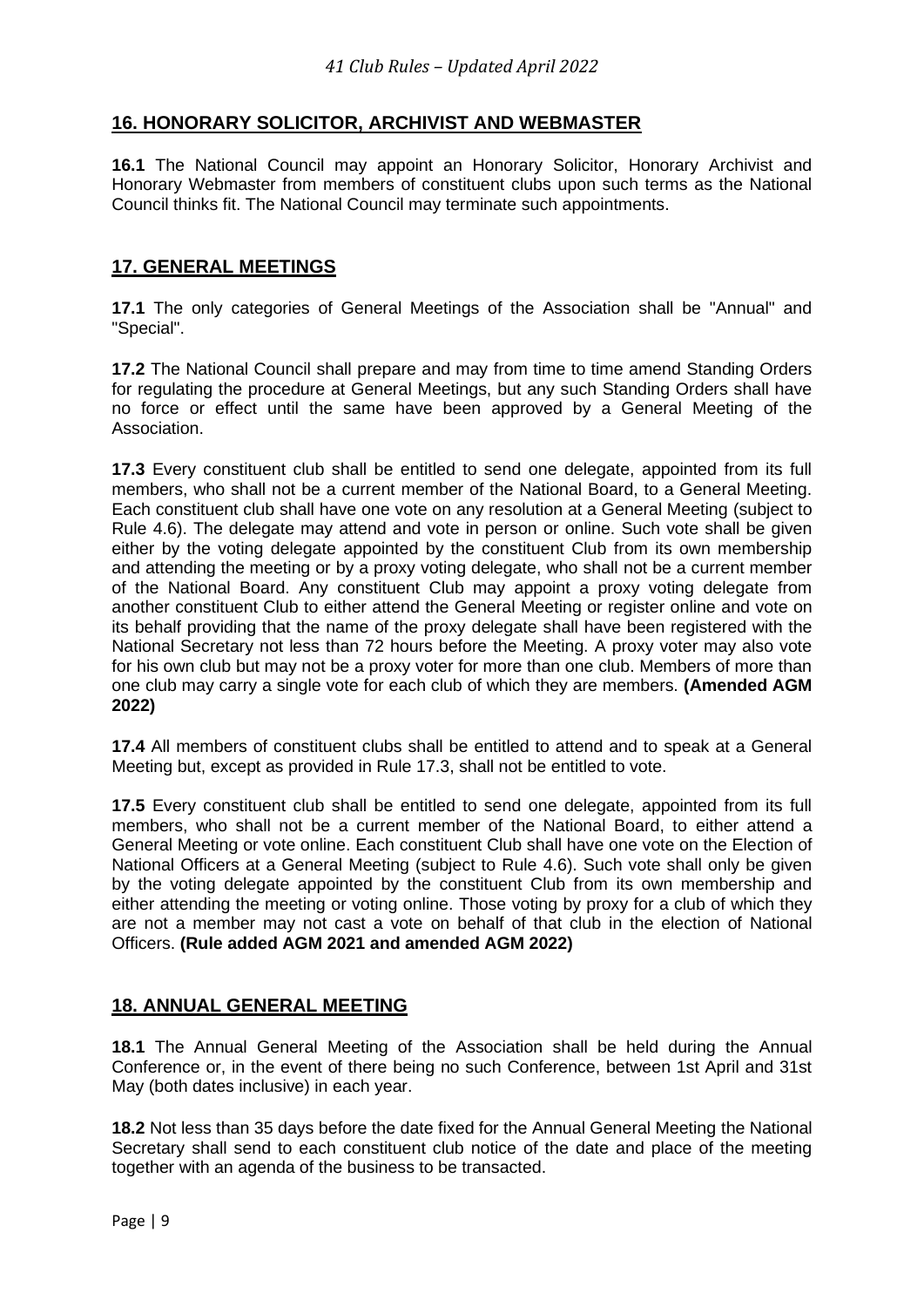## 16. HONORARY SOLICITOR, ARCHIVIST AND WEBMASTER

**16.1** The National Council may appoint an Honorary Solicitor, Honorary Archivist and Honorary Webmaster from members of constituent clubs upon such terms as the National Council thinks fit. The National Council may terminate such appointments.

## 17. GENERAL MEETINGS

**17.1** The only categories of General Meetings of the Association shall be "Annual" and "Special".

**17.2** The National Council shall prepare and may from time to time amend Standing Orders for regulating the procedure at General Meetings, but any such Standing Orders shall have no force or effect until the same have been approved by a General Meeting of the Association.

**17.3** Every constituent club shall be entitled to send one delegate, appointed from its full members, who shall not be a current member of the National Board, to a General Meeting. Each constituent club shall have one vote on any resolution at a General Meeting (subject to Rule 4.6). The delegate may attend and vote in person or online. Such vote shall be given either by the voting delegate appointed by the constituent Club from its own membership and attending the meeting or by a proxy voting delegate, who shall not be a current member of the National Board. Any constituent Club may appoint a proxy voting delegate from another constituent Club to either attend the General Meeting or register online and vote on its behalf providing that the name of the proxy delegate shall have been registered with the National Secretary not less than 72 hours before the Meeting. A proxy voter may also vote for his own club but may not be a proxy voter for more than one club. Members of more than one club may carry a single vote for each club of which they are members. **(Amended AGM 2022)**

**17.4** All members of constituent clubs shall be entitled to attend and to speak at a General Meeting but, except as provided in Rule 17.3, shall not be entitled to vote.

**17.5** Every constituent club shall be entitled to send one delegate, appointed from its full members, who shall not be a current member of the National Board, to either attend a General Meeting or vote online. Each constituent Club shall have one vote on the Election of National Officers at a General Meeting (subject to Rule 4.6). Such vote shall only be given by the voting delegate appointed by the constituent Club from its own membership and either attending the meeting or voting online. Those voting by proxy for a club of which they are not a member may not cast a vote on behalf of that club in the election of National Officers. **(Rule added AGM 2021 and amended AGM 2022)**

## 18. ANNUAL GENERAL MEETING

**18.1** The Annual General Meeting of the Association shall be held during the Annual Conference or, in the event of there being no such Conference, between 1st April and 31st May (both dates inclusive) in each year.

**18.2** Not less than 35 days before the date fixed for the Annual General Meeting the National Secretary shall send to each constituent club notice of the date and place of the meeting together with an agenda of the business to be transacted.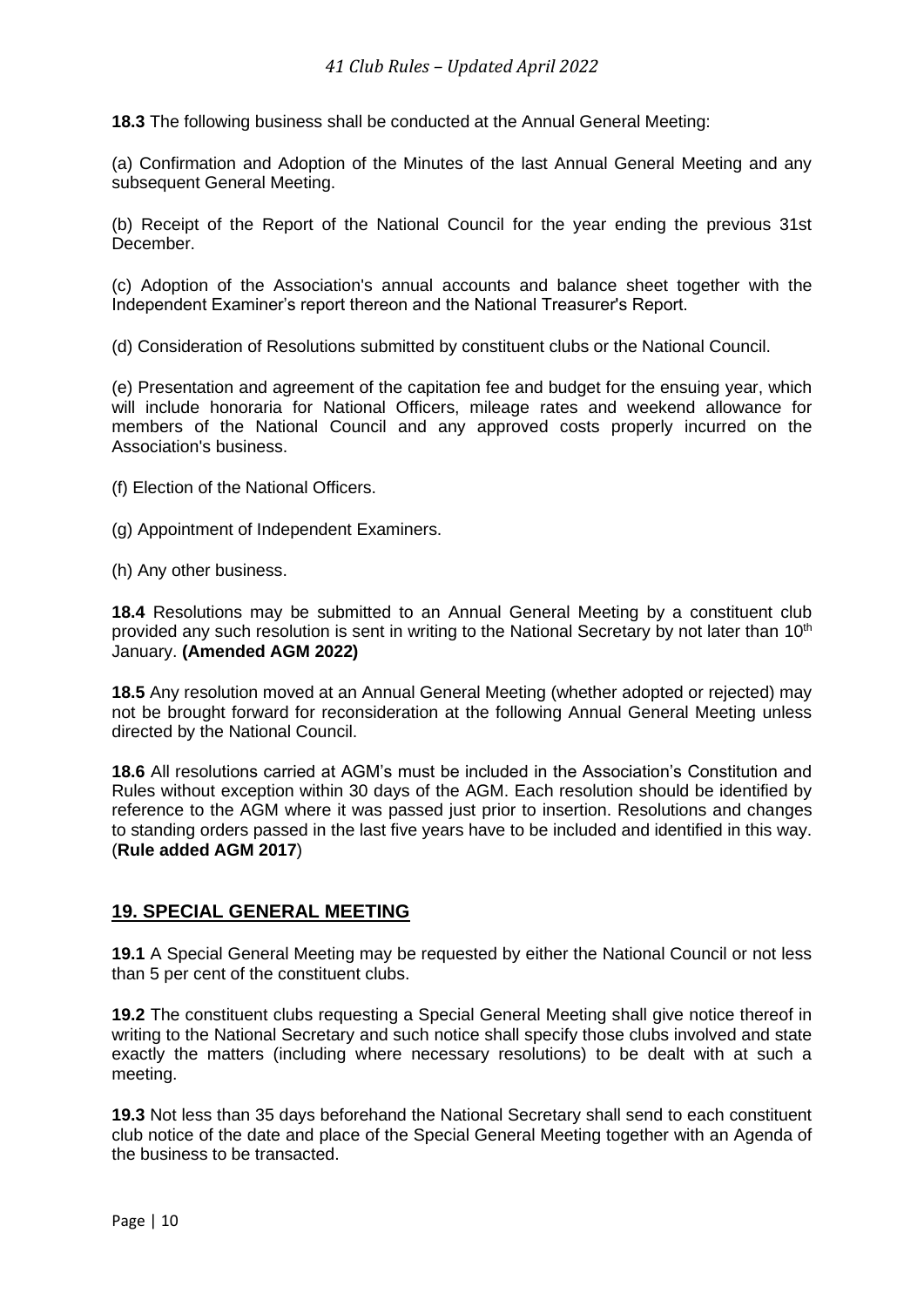**18.3** The following business shall be conducted at the Annual General Meeting:

(a) Confirmation and Adoption of the Minutes of the last Annual General Meeting and any subsequent General Meeting.

(b) Receipt of the Report of the National Council for the year ending the previous 31st December.

(c) Adoption of the Association's annual accounts and balance sheet together with the Independent Examiner's report thereon and the National Treasurer's Report.

(d) Consideration of Resolutions submitted by constituent clubs or the National Council.

(e) Presentation and agreement of the capitation fee and budget for the ensuing year, which will include honoraria for National Officers, mileage rates and weekend allowance for members of the National Council and any approved costs properly incurred on the Association's business.

(f) Election of the National Officers.

(g) Appointment of Independent Examiners.

(h) Any other business.

**18.4** Resolutions may be submitted to an Annual General Meeting by a constituent club provided any such resolution is sent in writing to the National Secretary by not later than 10th January. **(Amended AGM 2022)**

**18.5** Any resolution moved at an Annual General Meeting (whether adopted or rejected) may not be brought forward for reconsideration at the following Annual General Meeting unless directed by the National Council.

**18.6** All resolutions carried at AGM's must be included in the Association's Constitution and Rules without exception within 30 days of the AGM. Each resolution should be identified by reference to the AGM where it was passed just prior to insertion. Resolutions and changes to standing orders passed in the last five years have to be included and identified in this way. (**Rule added AGM 2017**)

## 19. SPECIAL GENERAL MEETING

**19.1** A Special General Meeting may be requested by either the National Council or not less than 5 per cent of the constituent clubs.

**19.2** The constituent clubs requesting a Special General Meeting shall give notice thereof in writing to the National Secretary and such notice shall specify those clubs involved and state exactly the matters (including where necessary resolutions) to be dealt with at such a meeting.

**19.3** Not less than 35 days beforehand the National Secretary shall send to each constituent club notice of the date and place of the Special General Meeting together with an Agenda of the business to be transacted.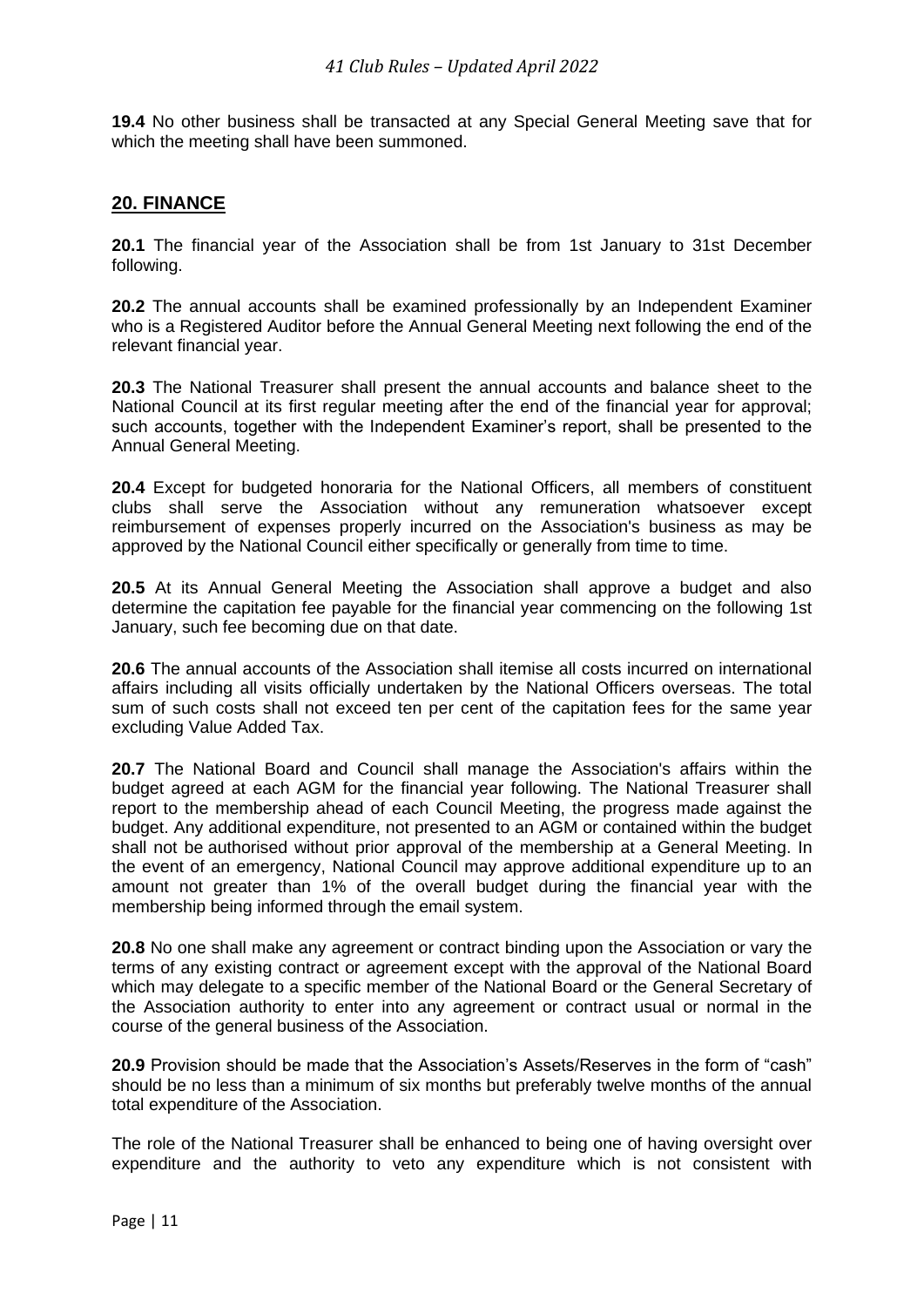**19.4** No other business shall be transacted at any Special General Meeting save that for which the meeting shall have been summoned.

## 20. FINANCE

**20.1** The financial year of the Association shall be from 1st January to 31st December following.

**20.2** The annual accounts shall be examined professionally by an Independent Examiner who is a Registered Auditor before the Annual General Meeting next following the end of the relevant financial year.

**20.3** The National Treasurer shall present the annual accounts and balance sheet to the National Council at its first regular meeting after the end of the financial year for approval; such accounts, together with the Independent Examiner's report, shall be presented to the Annual General Meeting.

**20.4** Except for budgeted honoraria for the National Officers, all members of constituent clubs shall serve the Association without any remuneration whatsoever except reimbursement of expenses properly incurred on the Association's business as may be approved by the National Council either specifically or generally from time to time.

**20.5** At its Annual General Meeting the Association shall approve a budget and also determine the capitation fee payable for the financial year commencing on the following 1st January, such fee becoming due on that date.

**20.6** The annual accounts of the Association shall itemise all costs incurred on international affairs including all visits officially undertaken by the National Officers overseas. The total sum of such costs shall not exceed ten per cent of the capitation fees for the same year excluding Value Added Tax.

**20.7** The National Board and Council shall manage the Association's affairs within the budget agreed at each AGM for the financial year following. The National Treasurer shall report to the membership ahead of each Council Meeting, the progress made against the budget. Any additional expenditure, not presented to an AGM or contained within the budget shall not be authorised without prior approval of the membership at a General Meeting. In the event of an emergency, National Council may approve additional expenditure up to an amount not greater than 1% of the overall budget during the financial year with the membership being informed through the email system.

**20.8** No one shall make any agreement or contract binding upon the Association or vary the terms of any existing contract or agreement except with the approval of the National Board which may delegate to a specific member of the National Board or the General Secretary of the Association authority to enter into any agreement or contract usual or normal in the course of the general business of the Association.

**20.9** Provision should be made that the Association's Assets/Reserves in the form of "cash" should be no less than a minimum of six months but preferably twelve months of the annual total expenditure of the Association.

The role of the National Treasurer shall be enhanced to being one of having oversight over expenditure and the authority to veto any expenditure which is not consistent with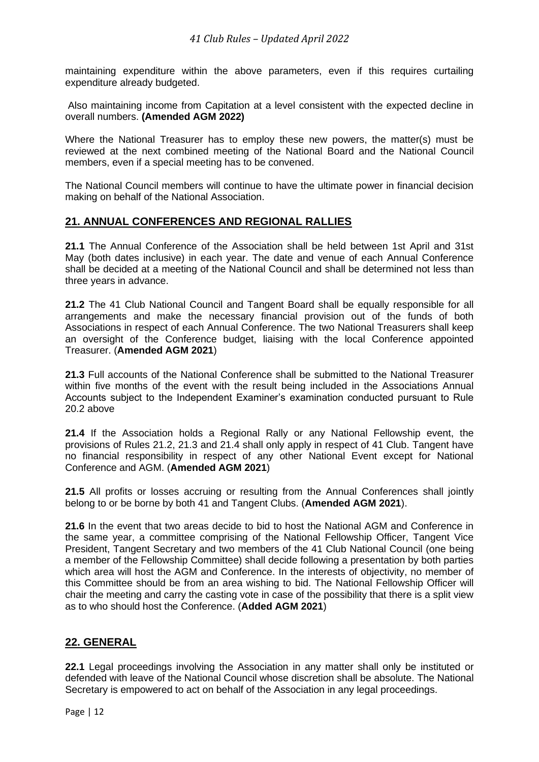maintaining expenditure within the above parameters, even if this requires curtailing expenditure already budgeted.

Also maintaining income from Capitation at a level consistent with the expected decline in overall numbers. **(Amended AGM 2022)**

Where the National Treasurer has to employ these new powers, the matter(s) must be reviewed at the next combined meeting of the National Board and the National Council members, even if a special meeting has to be convened.

The National Council members will continue to have the ultimate power in financial decision making on behalf of the National Association.

## 21. ANNUAL CONFERENCES AND REGIONAL RALLIES

**21.1** The Annual Conference of the Association shall be held between 1st April and 31st May (both dates inclusive) in each year. The date and venue of each Annual Conference shall be decided at a meeting of the National Council and shall be determined not less than three years in advance.

**21.2** The 41 Club National Council and Tangent Board shall be equally responsible for all arrangements and make the necessary financial provision out of the funds of both Associations in respect of each Annual Conference. The two National Treasurers shall keep an oversight of the Conference budget, liaising with the local Conference appointed Treasurer. (**Amended AGM 2021**)

**21.3** Full accounts of the National Conference shall be submitted to the National Treasurer within five months of the event with the result being included in the Associations Annual Accounts subject to the Independent Examiner's examination conducted pursuant to Rule 20.2 above

**21.4** If the Association holds a Regional Rally or any National Fellowship event, the provisions of Rules 21.2, 21.3 and 21.4 shall only apply in respect of 41 Club. Tangent have no financial responsibility in respect of any other National Event except for National Conference and AGM. (**Amended AGM 2021**)

**21.5** All profits or losses accruing or resulting from the Annual Conferences shall jointly belong to or be borne by both 41 and Tangent Clubs. (**Amended AGM 2021**).

**21.6** In the event that two areas decide to bid to host the National AGM and Conference in the same year, a committee comprising of the National Fellowship Officer, Tangent Vice President, Tangent Secretary and two members of the 41 Club National Council (one being a member of the Fellowship Committee) shall decide following a presentation by both parties which area will host the AGM and Conference. In the interests of objectivity, no member of this Committee should be from an area wishing to bid. The National Fellowship Officer will chair the meeting and carry the casting vote in case of the possibility that there is a split view as to who should host the Conference. (**Added AGM 2021**)

## 22. GENERAL

**22.1** Legal proceedings involving the Association in any matter shall only be instituted or defended with leave of the National Council whose discretion shall be absolute. The National Secretary is empowered to act on behalf of the Association in any legal proceedings.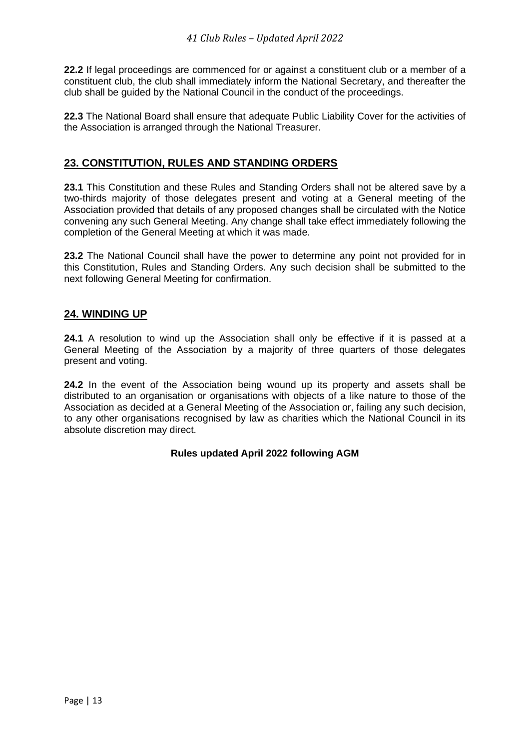**22.2** If legal proceedings are commenced for or against a constituent club or a member of a constituent club, the club shall immediately inform the National Secretary, and thereafter the club shall be guided by the National Council in the conduct of the proceedings.

**22.3** The National Board shall ensure that adequate Public Liability Cover for the activities of the Association is arranged through the National Treasurer.

## 23. CONSTITUTION, RULES AND STANDING ORDERS

**23.1** This Constitution and these Rules and Standing Orders shall not be altered save by a two-thirds majority of those delegates present and voting at a General meeting of the Association provided that details of any proposed changes shall be circulated with the Notice convening any such General Meeting. Any change shall take effect immediately following the completion of the General Meeting at which it was made.

**23.2** The National Council shall have the power to determine any point not provided for in this Constitution, Rules and Standing Orders. Any such decision shall be submitted to the next following General Meeting for confirmation.

## 24. WINDING UP

**24.1** A resolution to wind up the Association shall only be effective if it is passed at a General Meeting of the Association by a majority of three quarters of those delegates present and voting.

**24.2** In the event of the Association being wound up its property and assets shall be distributed to an organisation or organisations with objects of a like nature to those of the Association as decided at a General Meeting of the Association or, failing any such decision, to any other organisations recognised by law as charities which the National Council in its absolute discretion may direct.

**Rules updated April 2022 following AGM**